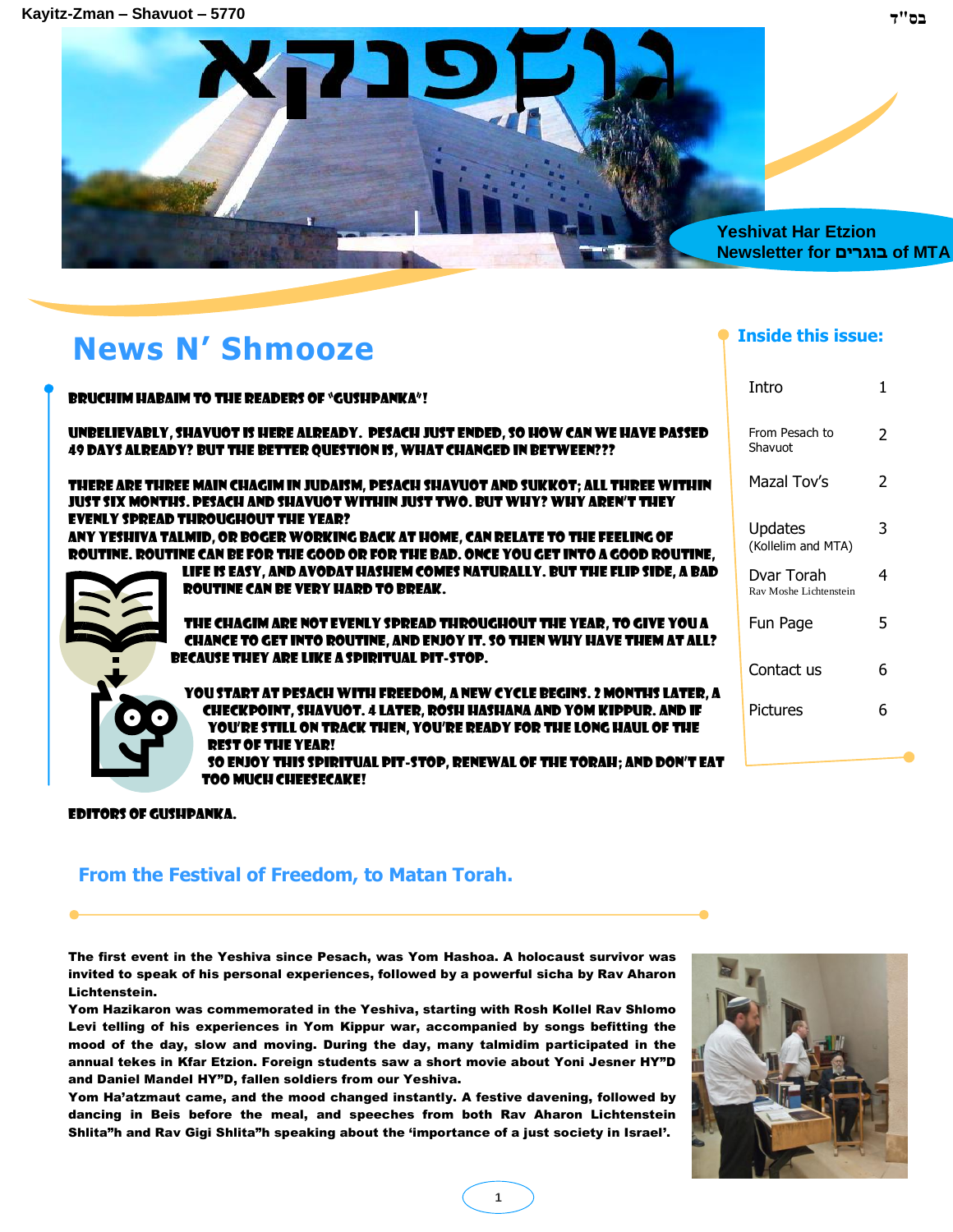Kayitz-Zman – Shavuot – 5770

בס"ד

# גושפנקא

Yeshivat Har Etzion
Newsletter for בוגרים of MTA

## News N' Shmooze

BRUCHIM HABAIM TO THE READERS OF "GUSHPANKA"!

UNBELIEVABLY, SHAVUOT IS HERE ALREADY. PESACH JUST ENDED, SO HOW CAN WE HAVE PASSED 49 DAYS ALREADY? BUT THE BETTER QUESTION IS, WHAT CHANGED IN BETWEEN???

THERE ARE THREE MAIN CHAGIM IN JUDAISM, PESACH SHAVUOT AND SUKKOT; ALL THREE WITHIN JUST SIX MONTHS. PESACH AND SHAVUOT WITHIN JUST TWO. BUT WHY? WHY AREN'T THEY EVENLY SPREAD THROUGHOUT THE YEAR?
ANY YESHIVA TALMID, OR BOGER WORKING BACK AT HOME, CAN RELATE TO THE FEELING OF ROUTINE. ROUTINE CAN BE FOR THE GOOD OR FOR THE BAD. ONCE YOU GET INTO A GOOD ROUTINE, LIFE IS EASY, AND AVODAT HASHEM COMES NATURALLY. BUT THE FLIP SIDE, A BAD ROUTINE CAN BE VERY HARD TO BREAK.

THE CHAGIM ARE NOT EVENLY SPREAD THROUGHOUT THE YEAR, TO GIVE YOU A CHANCE TO GET INTO ROUTINE, AND ENJOY IT. SO THEN WHY HAVE THEM AT ALL? BECAUSE THEY ARE LIKE A SPIRITUAL PIT-STOP.

YOU START AT PESACH WITH FREEDOM, A NEW CYCLE BEGINS. 2 MONTHS LATER, A CHECKPOINT, SHAVUOT. 4 LATER, ROSH HASHANA AND YOM KIPPUR. AND IF YOU'RE STILL ON TRACK THEN, YOU'RE READY FOR THE LONG HAUL OF THE REST OF THE YEAR!
SO ENJOY THIS SPIRITUAL PIT-STOP, RENEWAL OF THE TORAH; AND DON'T EAT TOO MUCH CHEESECAKE!

EDITORS OF GUSHPANKA.

### Inside this issue:

| | |
|---|---|
| Intro | 1 |
| From Pesach to Shavuot | 2 |
| Mazal Tov's | 2 |
| Updates (Kollelim and MTA) | 3 |
| Dvar Torah Rav Moshe Lichtenstein | 4 |
| Fun Page | 5 |
| Contact us | 6 |
| Pictures | 6 |

## From the Festival of Freedom, to Matan Torah.

**The first event in the Yeshiva since Pesach, was Yom Hashoa. A holocaust survivor was invited to speak of his personal experiences, followed by a powerful sicha by Rav Aharon Lichtenstein.**

**Yom Hazikaron was commemorated in the Yeshiva, starting with Rosh Kollel Rav Shlomo Levi telling of his experiences in Yom Kippur war, accompanied by songs befitting the mood of the day, slow and moving. During the day, many talmidim participated in the annual tekes in Kfar Etzion. Foreign students saw a short movie about Yoni Jesner HY"D and Daniel Mandel HY"D, fallen soldiers from our Yeshiva.**

**Yom Ha'atzmaut came, and the mood changed instantly. A festive davening, followed by dancing in Beis before the meal, and speeches from both Rav Aharon Lichtenstein Shlita"h and Rav Gigi Shlita"h speaking about the 'importance of a just society in Israel'.**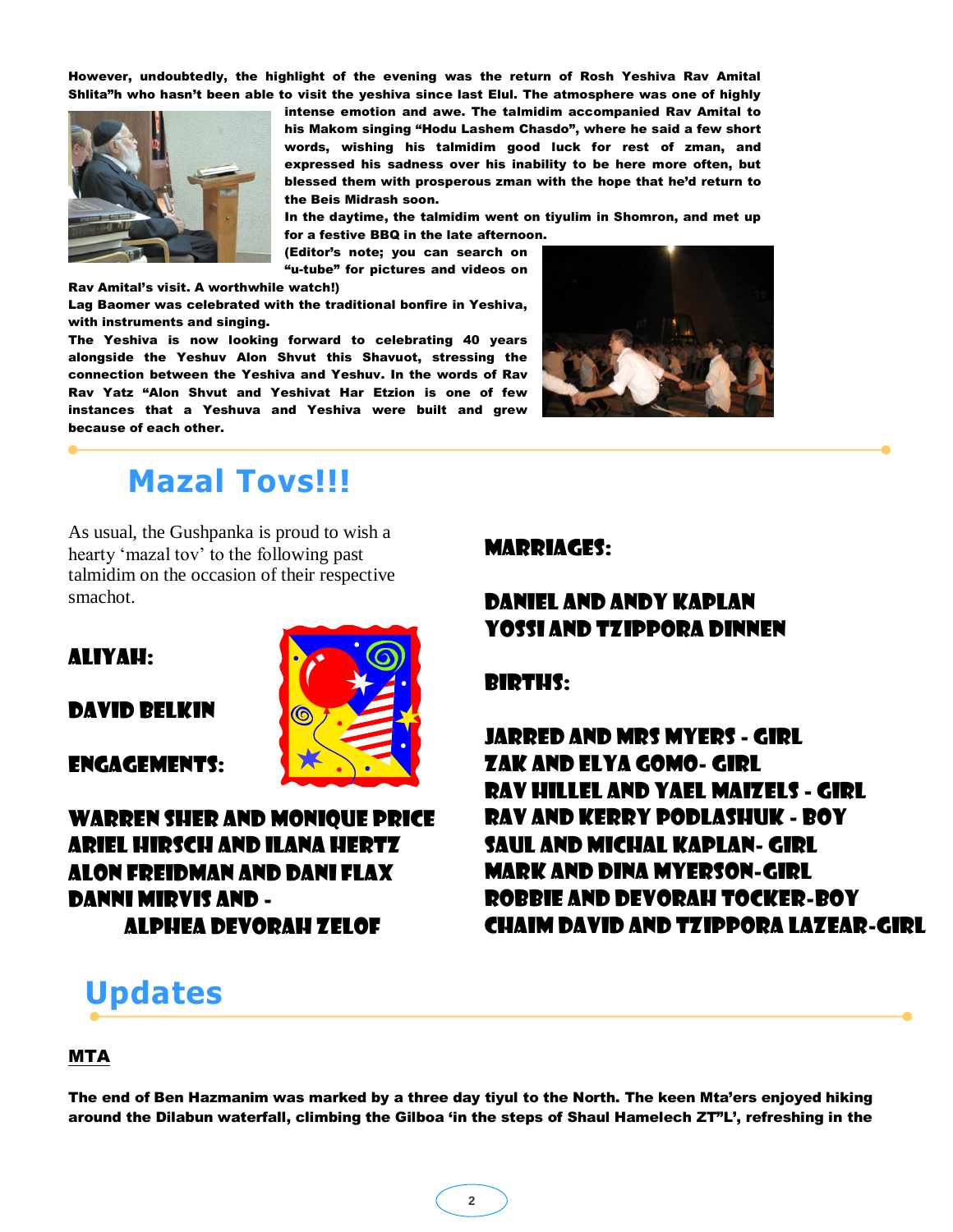**However, undoubtedly, the highlight of the evening was the return of Rosh Yeshiva Rav Amital Shlita"h who hasn't been able to visit the yeshiva since last Elul. The atmosphere was one of highly intense emotion and awe. The talmidim accompanied Rav Amital to his Makom singing "Hodu Lashem Chasdo", where he said a few short words, wishing his talmidim good luck for rest of zman, and expressed his sadness over his inability to be here more often, but blessed them with prosperous zman with the hope that he'd return to the Beis Midrash soon.**

**In the daytime, the talmidim went on tiyulim in Shomron, and met up for a festive BBQ in the late afternoon.**

**(Editor's note; you can search on "u-tube" for pictures and videos on Rav Amital's visit. A worthwhile watch!)**

**Lag Baomer was celebrated with the traditional bonfire in Yeshiva, with instruments and singing.**

**The Yeshiva is now looking forward to celebrating 40 years alongside the Yeshuv Alon Shvut this Shavuot, stressing the connection between the Yeshiva and Yeshuv. In the words of Rav Yatz "Alon Shvut and Yeshivat Har Etzion is one of few instances that a Yeshuva and Yeshiva were built and grew because of each other.**

## Mazal Tovs!!!

As usual, the Gushpanka is proud to wish a hearty 'mazal tov' to the following past talmidim on the occasion of their respective smachot.

### ALIYAH:

DAVID BELKIN

### ENGAGEMENTS:

WARREN SHER AND MONIQUE PRICE
ARIEL HIRSCH AND ILANA HERTZ
ALON FREIDMAN AND DANI FLAX
DANNI MIRVIS AND - ALPHEA DEVORAH ZELOF

### MARRIAGES:

DANIEL AND ANDY KAPLAN
YOSSI AND TZIPPORA DINNEN

### BIRTHS:

JARRED AND MRS MYERS - GIRL
ZAK AND ELYA GOMO- GIRL
RAV HILLEL AND YAEL MAIZELS - GIRL
RAV AND KERRY PODLASHUK - BOY
SAUL AND MICHAL KAPLAN- GIRL
MARK AND DINA MYERSON-GIRL
ROBBIE AND DEVORAH TOCKER-BOY
CHAIM DAVID AND TZIPPORA LAZEAR-GIRL

## Updates

### MTA

**The end of Ben Hazmanim was marked by a three day tiyul to the North. The keen Mta'ers enjoyed hiking around the Dilabun waterfall, climbing the Gilboa 'in the steps of Shaul Hamelech ZT"L', refreshing in the**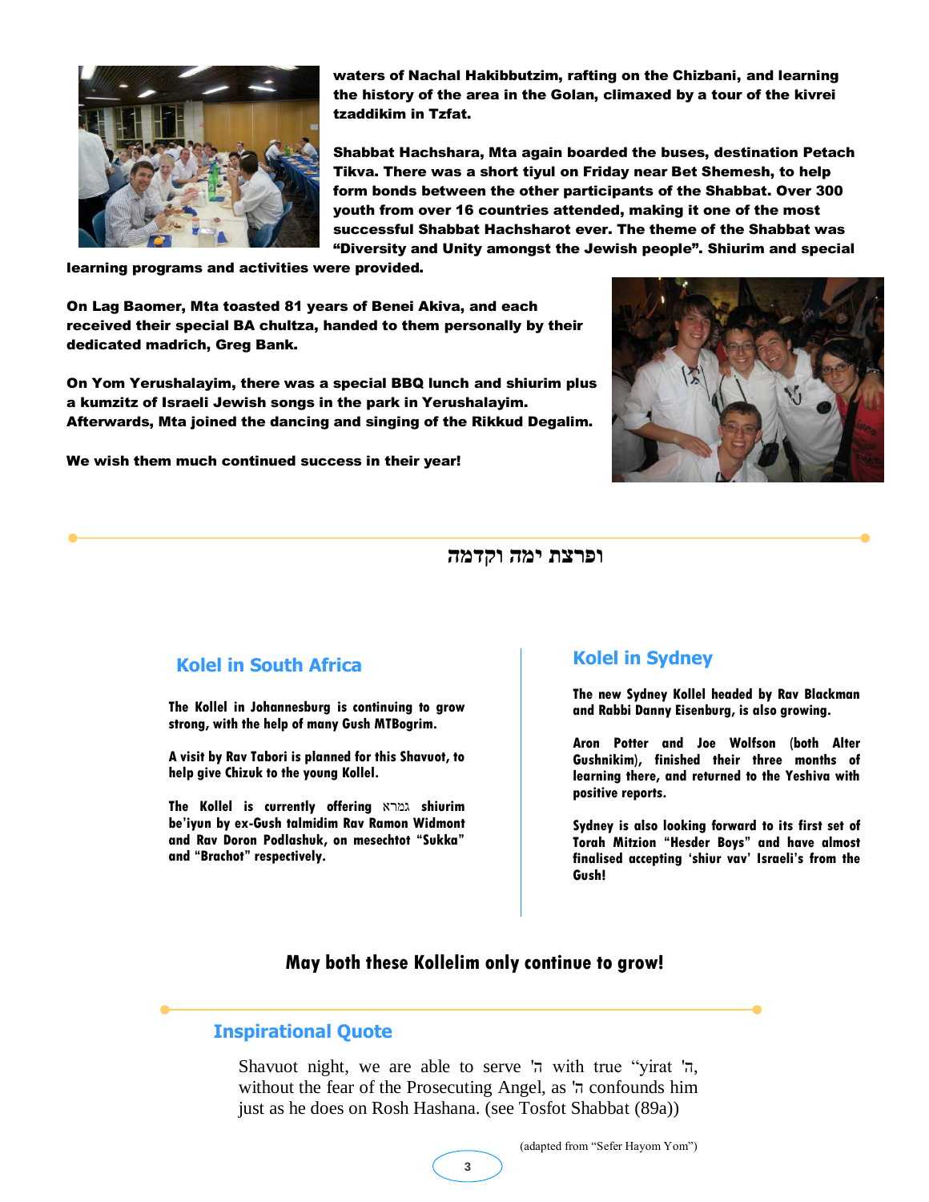**waters of Nachal Hakibbutzim, rafting on the Chizbani, and learning the history of the area in the Golan, climaxed by a tour of the kivrei tzaddikim in Tzfat.**

**Shabbat Hachshara, Mta again boarded the buses, destination Petach Tikva. There was a short tiyul on Friday near Bet Shemesh, to help form bonds between the other participants of the Shabbat. Over 300 youth from over 16 countries attended, making it one of the most successful Shabbat Hachsharot ever. The theme of the Shabbat was "Diversity and Unity amongst the Jewish people". Shiurim and special learning programs and activities were provided.**

**On Lag Baomer, Mta toasted 81 years of Benei Akiva, and each received their special BA chultza, handed to them personally by their dedicated madrich, Greg Bank.**

**On Yom Yerushalayim, there was a special BBQ lunch and shiurim plus a kumzitz of Israeli Jewish songs in the park in Yerushalayim. Afterwards, Mta joined the dancing and singing of the Rikkud Degalim.**

**We wish them much continued success in their year!**

## ופרצת ימה וקדמה

### Kolel in South Africa

**The Kollel in Johannesburg is continuing to grow strong, with the help of many Gush MTBogrim.**

**A visit by Rav Tabori is planned for this Shavuot, to help give Chizuk to the young Kollel.**

**The Kollel is currently offering גמרא shiurim be'iyun by ex-Gush talmidim Rav Ramon Widmont and Rav Doron Podlashuk, on mesechtot "Sukka" and "Brachot" respectively.**

### Kolel in Sydney

**The new Sydney Kollel headed by Rav Blackman and Rabbi Danny Eisenburg, is also growing.**

**Aron Potter and Joe Wolfson (both Alter Gushnikim), finished their three months of learning there, and returned to the Yeshiva with positive reports.**

**Sydney is also looking forward to its first set of Torah Mitzion "Hesder Boys" and have almost finalised accepting 'shiur vav' Israeli's from the Gush!**

**May both these Kollelim only continue to grow!**

### Inspirational Quote

Shavuot night, we are able to serve 'ה with true "yirat 'ה, without the fear of the Prosecuting Angel, as 'ה confounds him just as he does on Rosh Hashana. (see Tosfot Shabbat (89a))

(adapted from "Sefer Hayom Yom")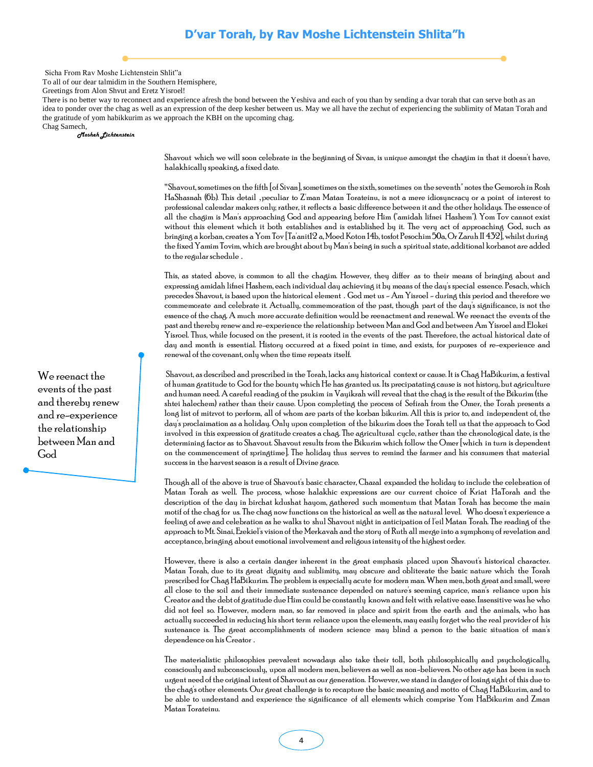# D'var Torah, by Rav Moshe Lichtenstein Shlita"h

Sicha From Rav Moshe Lichtenstein Shlit"a

To all of our dear talmidim in the Southern Hemisphere,

Greetings from Alon Shvut and Eretz Yisroel!

There is no better way to reconnect and experience afresh the bond between the Yeshiva and each of you than by sending a dvar torah that can serve both as an idea to ponder over the chag as well as an expression of the deep kesher between us. May we all have the zechut of experiencing the sublimity of Matan Torah and the gratitude of yom habikkurim as we approach the KBH on the upcoming chag.

Chag Samech,

*Mosheh Lichtenstein*

Shavout which we will soon celebrate in the beginning of Sivan, is unique amongst the chagim in that it doesn't have, halakhically speaking, a fixed date.

"Shavout, sometimes on the fifth [of Sivan], sometimes on the sixth, sometimes on the seventh" notes the Gemoroh in Rosh HaShasnah (6b). This detail , peculiar to Z'man Matan Torateinu, is not a mere idiosyncracy or a point of interest to professional calendar makers only; rather, it reflects a basic difference between it and the other holidays. The essence of all the chagim is Man's approaching God and appearing before Him ("amidah lifnei Hashem"). Yom Tov cannot exist without this element which it both establishes and is established by it. The very act of approaching God, such as bringing a korban, creates a Yom Tov [Ta'anit12 a, Moed Koton 14b, tosfot Pesochim 50a, Or Zaruh II 432], whilst during the fixed Yamim Tovim, which are brought about by Man's being in such a spiritual state, additional korbanot are added to the regular schedule .

This, as stated above, is common to all the chagim. However, they differ as to their means of bringing about and expressing amidah lifnei Hashem, each individual day achieving it by means of the day's special essence. Pesach, which precedes Shavout, is based upon the historical element . God met us - Am Yisroel - during this period and therefore we commemorate and celebrate it. Actually, commemoration of the past, though part of the day's significance, is not the essence of the chag. A much more accurate definition would be reenactment and renewal. We reenact the events of the past and thereby renew and re-experience the relationship between Man and God and between Am Yisroel and Elokei Yisroel. Thus, while focused on the present, it is rooted in the events of the past. Therefore, the actual historical date of day and month is essential. History occurred at a fixed point in time, and exists, for purposes of re-experience and renewal of the covenant, only when the time repeats itself.

> We reenact the events of the past and thereby renew and re-experience the relationship between Man and God

Shavout, as described and prescribed in the Torah, lacks any historical context or cause. It is Chag HaBikurim, a festival of human gratitude to God for the bounty which He has granted us. Its precipatating cause is not history, but agriculture and human need. A careful reading of the psukim in Vayikrah will reveal that the chag is the result of the Bikurim (the shtei halechem) rather than their cause. Upon completing the process of Sefirah from the Omer, the Torah presents a long list of mitzvot to perform, all of whom are parts of the korban bikurim. All this is prior to, and independent of, the day's proclamation as a holiday. Only upon completion of the bikurim does the Torah tell us that the approach to God involved in this expression of gratitude creates a chag. The agricultural cycle, rather than the chronological date, is the determining factor as to Shavout. Shavout results from the Bikurim which follow the Omer [which in turn is dependent on the commencement of springtime]. The holiday thus serves to remind the farmer and his consumers that material success in the harvest season is a result of Divine grace.

Though all of the above is true of Shavout's basic character, Chazal expanded the holiday to include the celebration of Matan Torah as well. The process, whose halakhic expressions are our current choice of Kriat HaTorah and the description of the day in birchat kdushat hayom, gathered such momentum that Matan Torah has become the main motif of the chag for us. The chag now functions on the historical as well as the natural level. Who doesn't experience a feeling of awe and celebration as he walks to shul Shavout night in anticipation of l'eil Matan Torah. The reading of the approach to Mt. Sinai, Ezekiel's vision of the Merkavah and the story of Ruth all merge into a symphony of revelation and acceptance, bringing about emotional involvement and religous intensity of the highest order.

However, there is also a certain danger inherent in the great emphasis placed upon Shavout's historical character. Matan Torah, due to its great dignity and sublimity, may obscure and obliterate the basic nature which the Torah prescribed for Chag HaBikurim. The problem is especially acute for modern man. When men, both great and small, were all close to the soil and their immediate sustenance depended on nature's seeming caprice, man's reliance upon his Creator and the debt of gratitude due Him could be constantly known and felt with relative ease. Insensitive was he who did not feel so. However, modern man, so far removed in place and spirit from the earth and the animals, who has actually succeeded in reducing his short term reliance upon the elements, may easily forget who the real provider of his sustenance is. The great accomplishments of modern science may blind a person to the basic situation of man's dependence on his Creator .

The materialistic philosophies prevalent nowadays also take their toll, both philosophically and psychologically, consciously and subconsciously, upon all modern men, believers as well as non-believers. No other age has been in such urgent need of the original intent of Shavout as our generation. However, we stand in danger of losing sight of this due to the chag's other elements. Our great challenge is to recapture the basic meaning and motto of Chag HaBikurim, and to be able to understand and experience the significance of all elements which comprise Yom HaBikurim and Zman Matan Torateinu.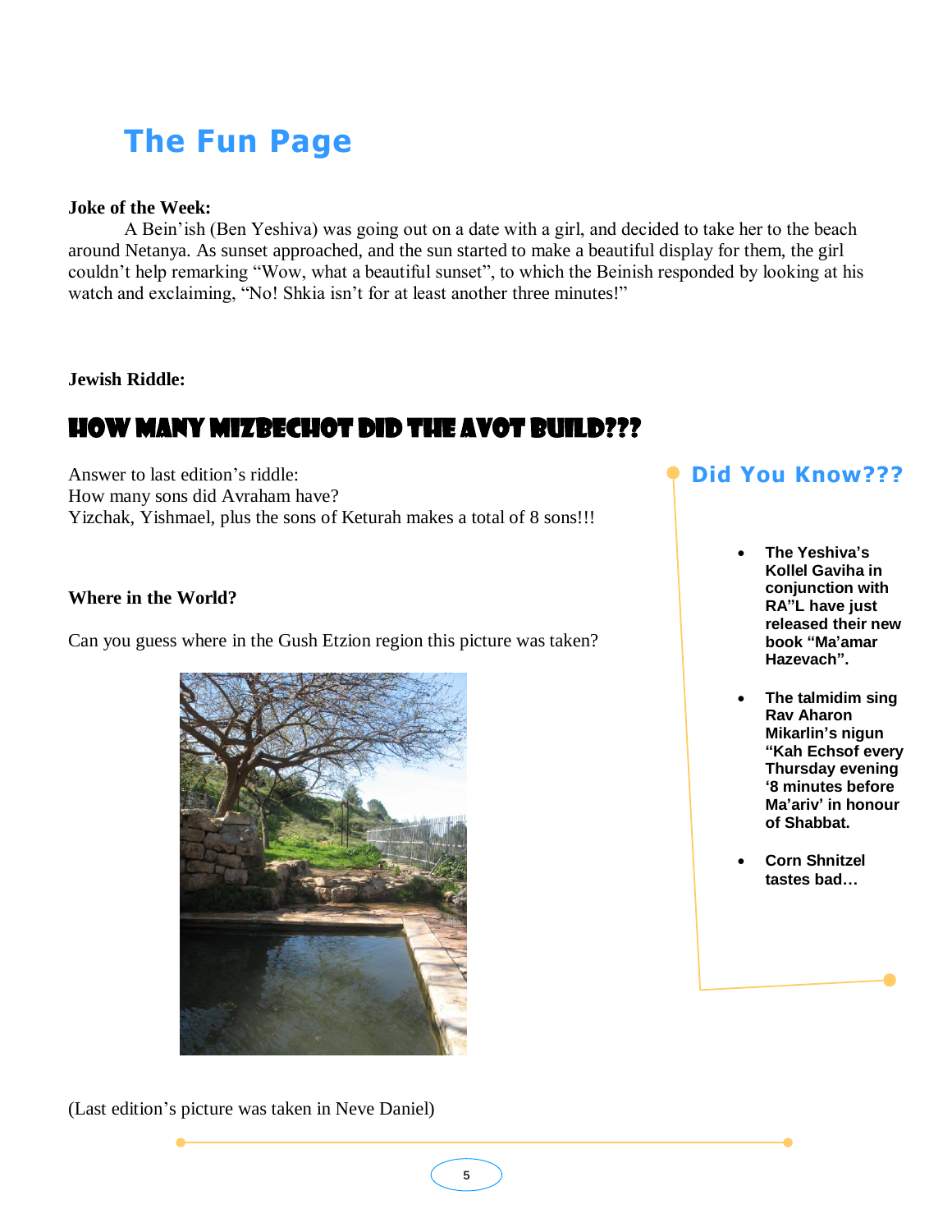# The Fun Page

**Joke of the Week:**

A Bein'ish (Ben Yeshiva) was going out on a date with a girl, and decided to take her to the beach around Netanya. As sunset approached, and the sun started to make a beautiful display for them, the girl couldn't help remarking "Wow, what a beautiful sunset", to which the Beinish responded by looking at his watch and exclaiming, "No! Shkia isn't for at least another three minutes!"

**Jewish Riddle:**

## HOW MANY MIZBECHOT DID THE AVOT BUILD???

Answer to last edition's riddle:
How many sons did Avraham have?
Yizchak, Yishmael, plus the sons of Keturah makes a total of 8 sons!!!

**Where in the World?**

Can you guess where in the Gush Etzion region this picture was taken?

(Last edition's picture was taken in Neve Daniel)

## Did You Know???

- **The Yeshiva's Kollel Gaviha in conjunction with RA"L have just released their new book "Ma'amar Hazevach".**
- **The talmidim sing Rav Aharon Mikarlin's nigun "Kah Echsof every Thursday evening '8 minutes before Ma'ariv' in honour of Shabbat.**
- **Corn Shnitzel tastes bad…**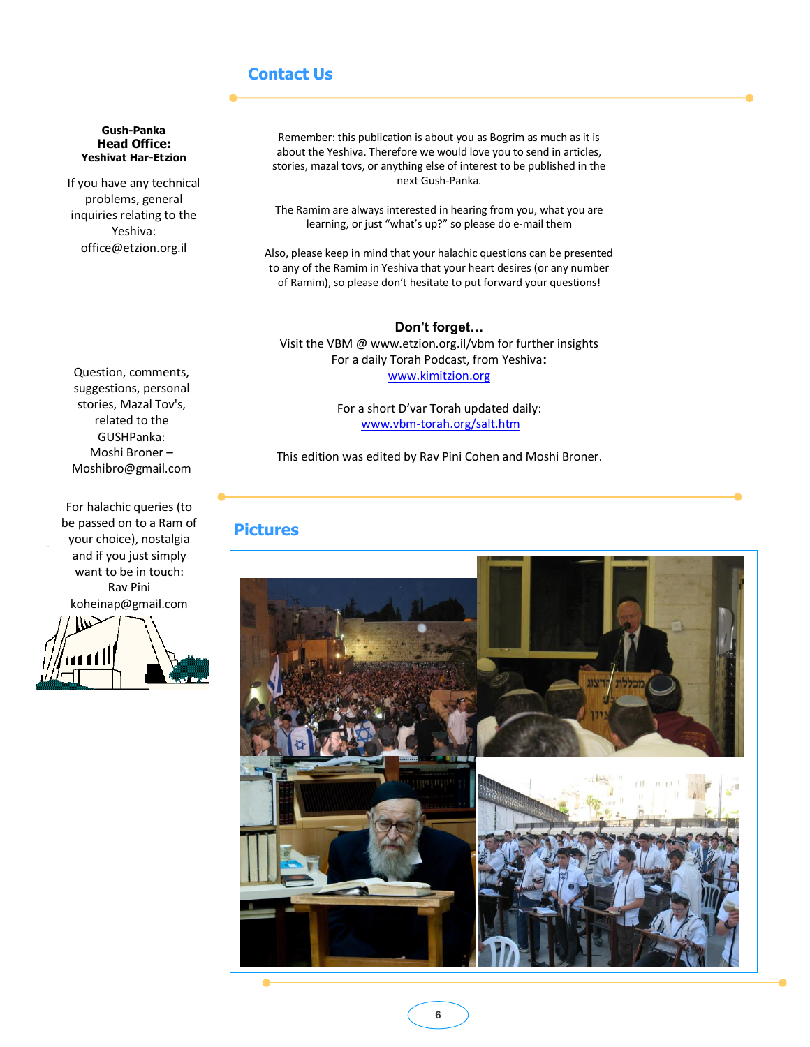## Contact Us

**Gush-Panka**
**Head Office:**
**Yeshivat Har-Etzion**

If you have any technical problems, general inquiries relating to the Yeshiva:
office@etzion.org.il

Question, comments, suggestions, personal stories, Mazal Tov's, related to the GUSHPanka:
Moshi Broner – Moshibro@gmail.com

For halachic queries (to be passed on to a Ram of your choice), nostalgia and if you just simply want to be in touch:
Rav Pini
koheinap@gmail.com

Remember: this publication is about you as Bogrim as much as it is about the Yeshiva. Therefore we would love you to send in articles, stories, mazal tovs, or anything else of interest to be published in the next Gush-Panka.

The Ramim are always interested in hearing from you, what you are learning, or just "what's up?" so please do e-mail them

Also, please keep in mind that your halachic questions can be presented to any of the Ramim in Yeshiva that your heart desires (or any number of Ramim), so please don't hesitate to put forward your questions!

**Don't forget…**

Visit the VBM @ www.etzion.org.il/vbm for further insights
For a daily Torah Podcast, from Yeshiva**:**
www.kimitzion.org

For a short D'var Torah updated daily:
www.vbm-torah.org/salt.htm

This edition was edited by Rav Pini Cohen and Moshi Broner.

## Pictures